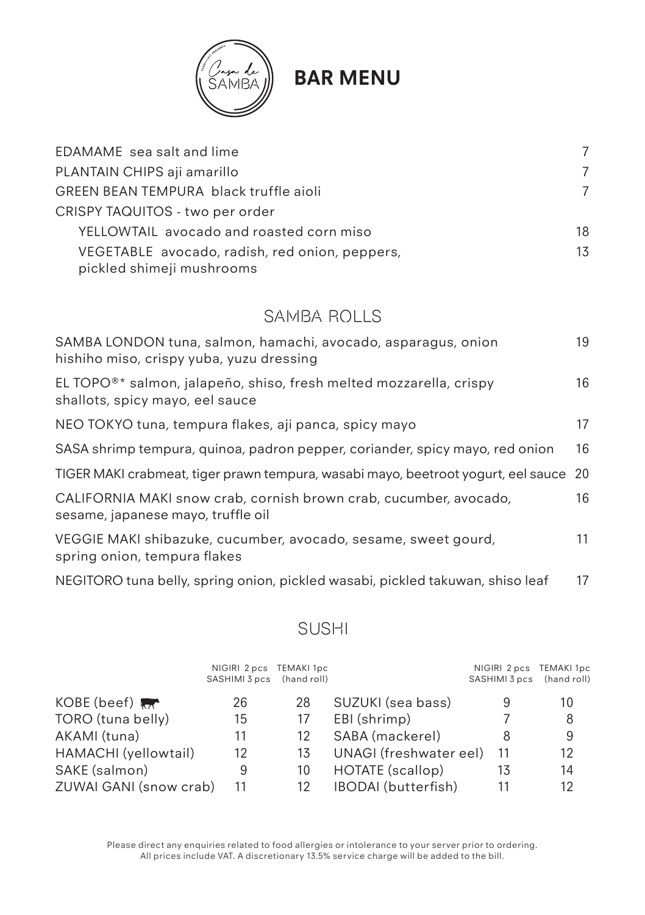# BAR MENU

| | |
|---|---|
| EDAMAME sea salt and lime | 7 |
| PLANTAIN CHIPS aji amarillo | 7 |
| GREEN BEAN TEMPURA black truffle aioli | 7 |
| CRISPY TAQUITOS - two per order | |
| YELLOWTAIL avocado and roasted corn miso | 18 |
| VEGETABLE avocado, radish, red onion, peppers, pickled shimeji mushrooms | 13 |

## SAMBA ROLLS

| | |
|---|---|
| SAMBA LONDON tuna, salmon, hamachi, avocado, asparagus, onion hishiho miso, crispy yuba, yuzu dressing | 19 |
| EL TOPO®* salmon, jalapeño, shiso, fresh melted mozzarella, crispy shallots, spicy mayo, eel sauce | 16 |
| NEO TOKYO tuna, tempura flakes, aji panca, spicy mayo | 17 |
| SASA shrimp tempura, quinoa, padron pepper, coriander, spicy mayo, red onion | 16 |
| TIGER MAKI crabmeat, tiger prawn tempura, wasabi mayo, beetroot yogurt, eel sauce | 20 |
| CALIFORNIA MAKI snow crab, cornish brown crab, cucumber, avocado, sesame, japanese mayo, truffle oil | 16 |
| VEGGIE MAKI shibazuke, cucumber, avocado, sesame, sweet gourd, spring onion, tempura flakes | 11 |
| NEGITORO tuna belly, spring onion, pickled wasabi, pickled takuwan, shiso leaf | 17 |

## SUSHI

| | NIGIRI 2 pcs SASHIMI 3 pcs | TEMAKI 1pc (hand roll) |
|---|---|---|
| KOBE (beef) | 26 | 28 |
| TORO (tuna belly) | 15 | 17 |
| AKAMI (tuna) | 11 | 12 |
| HAMACHI (yellowtail) | 12 | 13 |
| SAKE (salmon) | 9 | 10 |
| ZUWAI GANI (snow crab) | 11 | 12 |
| SUZUKI (sea bass) | 9 | 10 |
| EBI (shrimp) | 7 | 8 |
| SABA (mackerel) | 8 | 9 |
| UNAGI (freshwater eel) | 11 | 12 |
| HOTATE (scallop) | 13 | 14 |
| IBODAI (butterfish) | 11 | 12 |

Please direct any enquiries related to food allergies or intolerance to your server prior to ordering.
All prices include VAT. A discretionary 13.5% service charge will be added to the bill.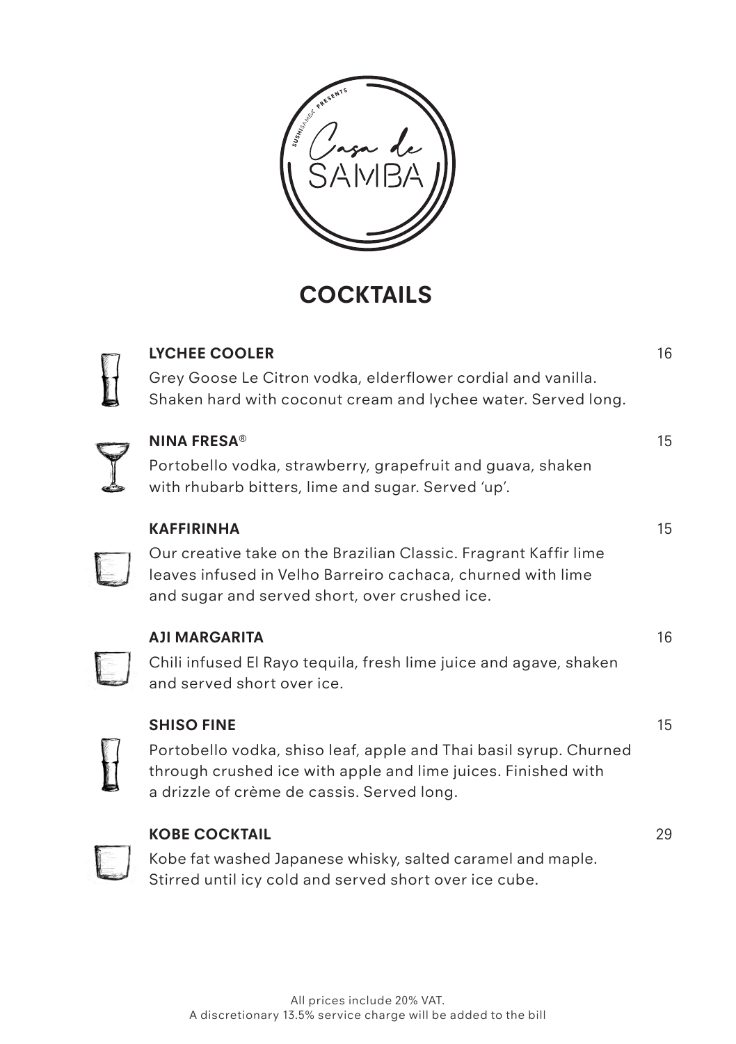SUSHISAMBA PRESENTS

Casa de SAMBA

# COCKTAILS

**LYCHEE COOLER** 16

Grey Goose Le Citron vodka, elderflower cordial and vanilla. Shaken hard with coconut cream and lychee water. Served long.

**NINA FRESA®** 15

Portobello vodka, strawberry, grapefruit and guava, shaken with rhubarb bitters, lime and sugar. Served 'up'.

**KAFFIRINHA** 15

Our creative take on the Brazilian Classic. Fragrant Kaffir lime leaves infused in Velho Barreiro cachaca, churned with lime and sugar and served short, over crushed ice.

**AJI MARGARITA** 16

Chili infused El Rayo tequila, fresh lime juice and agave, shaken and served short over ice.

**SHISO FINE** 15

Portobello vodka, shiso leaf, apple and Thai basil syrup. Churned through crushed ice with apple and lime juices. Finished with a drizzle of crème de cassis. Served long.

**KOBE COCKTAIL** 29

Kobe fat washed Japanese whisky, salted caramel and maple. Stirred until icy cold and served short over ice cube.

All prices include 20% VAT.
A discretionary 13.5% service charge will be added to the bill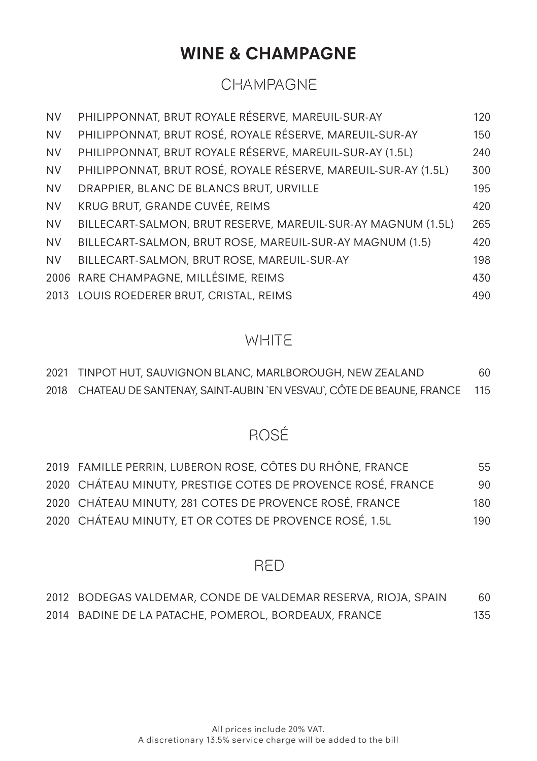# WINE & CHAMPAGNE

## CHAMPAGNE

| | | |
|---|---|---|
| NV | PHILIPPONNAT, BRUT ROYALE RÉSERVE, MAREUIL-SUR-AY | 120 |
| NV | PHILIPPONNAT, BRUT ROSÉ, ROYALE RÉSERVE, MAREUIL-SUR-AY | 150 |
| NV | PHILIPPONNAT, BRUT ROYALE RÉSERVE, MAREUIL-SUR-AY (1.5L) | 240 |
| NV | PHILIPPONNAT, BRUT ROSÉ, ROYALE RÉSERVE, MAREUIL-SUR-AY (1.5L) | 300 |
| NV | DRAPPIER, BLANC DE BLANCS BRUT, URVILLE | 195 |
| NV | KRUG BRUT, GRANDE CUVÉE, REIMS | 420 |
| NV | BILLECART-SALMON, BRUT RESERVE, MAREUIL-SUR-AY MAGNUM (1.5L) | 265 |
| NV | BILLECART-SALMON, BRUT ROSE, MAREUIL-SUR-AY MAGNUM (1.5) | 420 |
| NV | BILLECART-SALMON, BRUT ROSE, MAREUIL-SUR-AY | 198 |
| 2006 | RARE CHAMPAGNE, MILLÉSIME, REIMS | 430 |
| 2013 | LOUIS ROEDERER BRUT, CRISTAL, REIMS | 490 |

## WHITE

| | | |
|---|---|---|
| 2021 | TINPOT HUT, SAUVIGNON BLANC, MARLBOROUGH, NEW ZEALAND | 60 |
| 2018 | CHATEAU DE SANTENAY, SAINT-AUBIN `EN VESVAU`, CÔTE DE BEAUNE, FRANCE | 115 |

## ROSÉ

| | | |
|---|---|---|
| 2019 | FAMILLE PERRIN, LUBERON ROSE, CÔTES DU RHÔNE, FRANCE | 55 |
| 2020 | CHÁTEAU MINUTY, PRESTIGE COTES DE PROVENCE ROSÉ, FRANCE | 90 |
| 2020 | CHÁTEAU MINUTY, 281 COTES DE PROVENCE ROSÉ, FRANCE | 180 |
| 2020 | CHÁTEAU MINUTY, ET OR COTES DE PROVENCE ROSÉ, 1.5L | 190 |

## RED

| | | |
|---|---|---|
| 2012 | BODEGAS VALDEMAR, CONDE DE VALDEMAR RESERVA, RIOJA, SPAIN | 60 |
| 2014 | BADINE DE LA PATACHE, POMEROL, BORDEAUX, FRANCE | 135 |

All prices include 20% VAT.
A discretionary 13.5% service charge will be added to the bill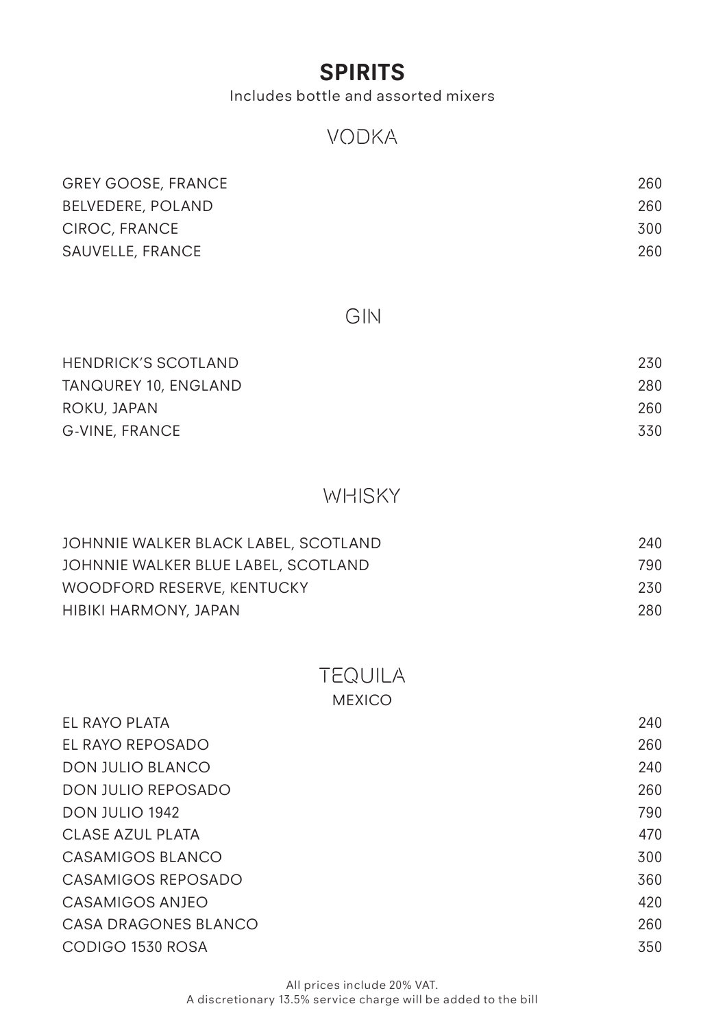# SPIRITS

Includes bottle and assorted mixers

## VODKA

| | |
|---|---|
| GREY GOOSE, FRANCE | 260 |
| BELVEDERE, POLAND | 260 |
| CIROC, FRANCE | 300 |
| SAUVELLE, FRANCE | 260 |

## GIN

| | |
|---|---|
| HENDRICK'S SCOTLAND | 230 |
| TANQUREY 10, ENGLAND | 280 |
| ROKU, JAPAN | 260 |
| G-VINE, FRANCE | 330 |

## WHISKY

| | |
|---|---|
| JOHNNIE WALKER BLACK LABEL, SCOTLAND | 240 |
| JOHNNIE WALKER BLUE LABEL, SCOTLAND | 790 |
| WOODFORD RESERVE, KENTUCKY | 230 |
| HIBIKI HARMONY, JAPAN | 280 |

## TEQUILA

MEXICO

| | |
|---|---|
| EL RAYO PLATA | 240 |
| EL RAYO REPOSADO | 260 |
| DON JULIO BLANCO | 240 |
| DON JULIO REPOSADO | 260 |
| DON JULIO 1942 | 790 |
| CLASE AZUL PLATA | 470 |
| CASAMIGOS BLANCO | 300 |
| CASAMIGOS REPOSADO | 360 |
| CASAMIGOS ANJEO | 420 |
| CASA DRAGONES BLANCO | 260 |
| CODIGO 1530 ROSA | 350 |

All prices include 20% VAT.
A discretionary 13.5% service charge will be added to the bill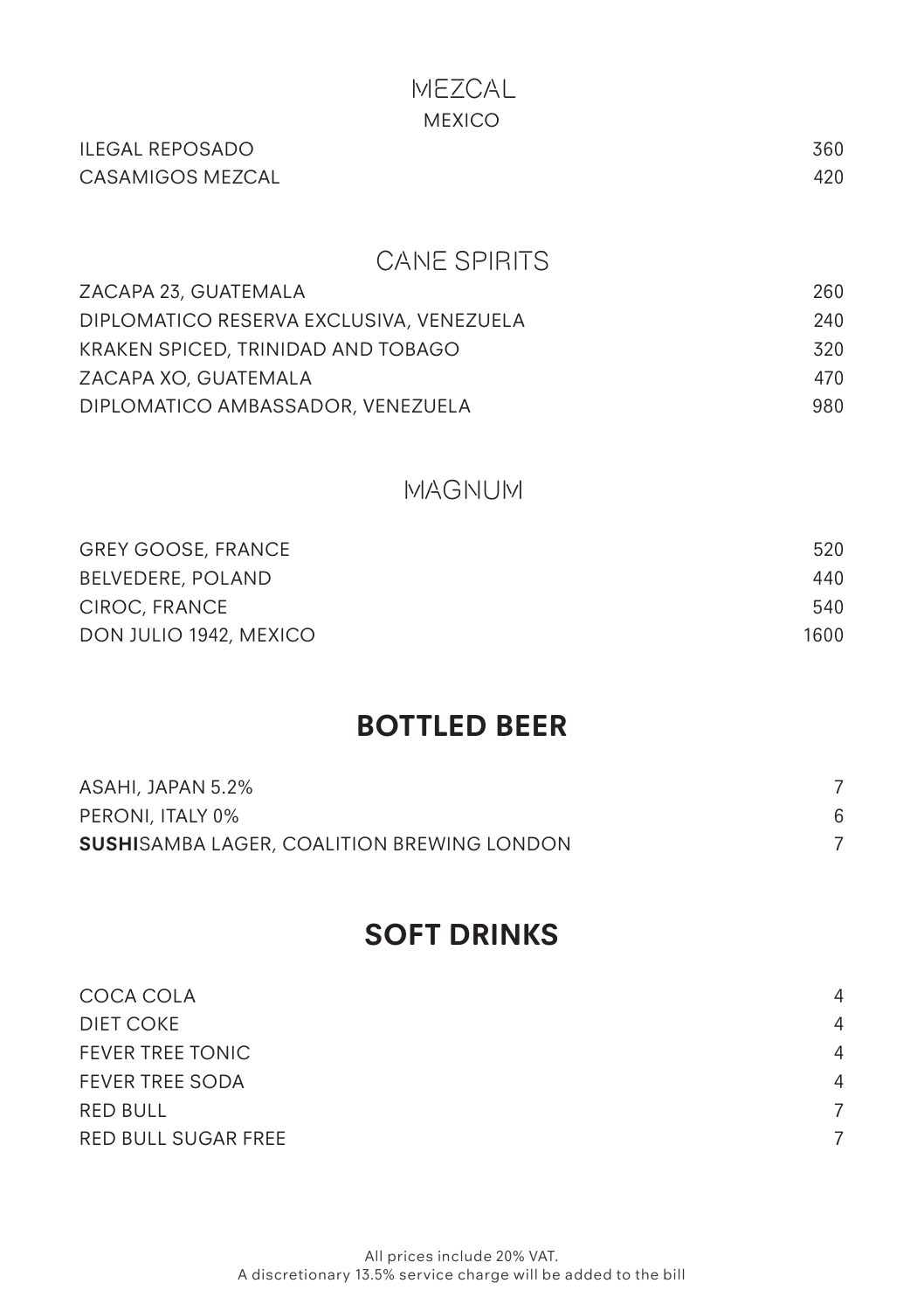## MEZCAL

MEXICO

| | |
|---|---|
| ILEGAL REPOSADO | 360 |
| CASAMIGOS MEZCAL | 420 |

## CANE SPIRITS

| | |
|---|---|
| ZACAPA 23, GUATEMALA | 260 |
| DIPLOMATICO RESERVA EXCLUSIVA, VENEZUELA | 240 |
| KRAKEN SPICED, TRINIDAD AND TOBAGO | 320 |
| ZACAPA XO, GUATEMALA | 470 |
| DIPLOMATICO AMBASSADOR, VENEZUELA | 980 |

## MAGNUM

| | |
|---|---|
| GREY GOOSE, FRANCE | 520 |
| BELVEDERE, POLAND | 440 |
| CIROC, FRANCE | 540 |
| DON JULIO 1942, MEXICO | 1600 |

# BOTTLED BEER

| | |
|---|---|
| ASAHI, JAPAN 5.2% | 7 |
| PERONI, ITALY 0% | 6 |
| **SUSHI**SAMBA LAGER, COALITION BREWING LONDON | 7 |

# SOFT DRINKS

| | |
|---|---|
| COCA COLA | 4 |
| DIET COKE | 4 |
| FEVER TREE TONIC | 4 |
| FEVER TREE SODA | 4 |
| RED BULL | 7 |
| RED BULL SUGAR FREE | 7 |

All prices include 20% VAT.
A discretionary 13.5% service charge will be added to the bill